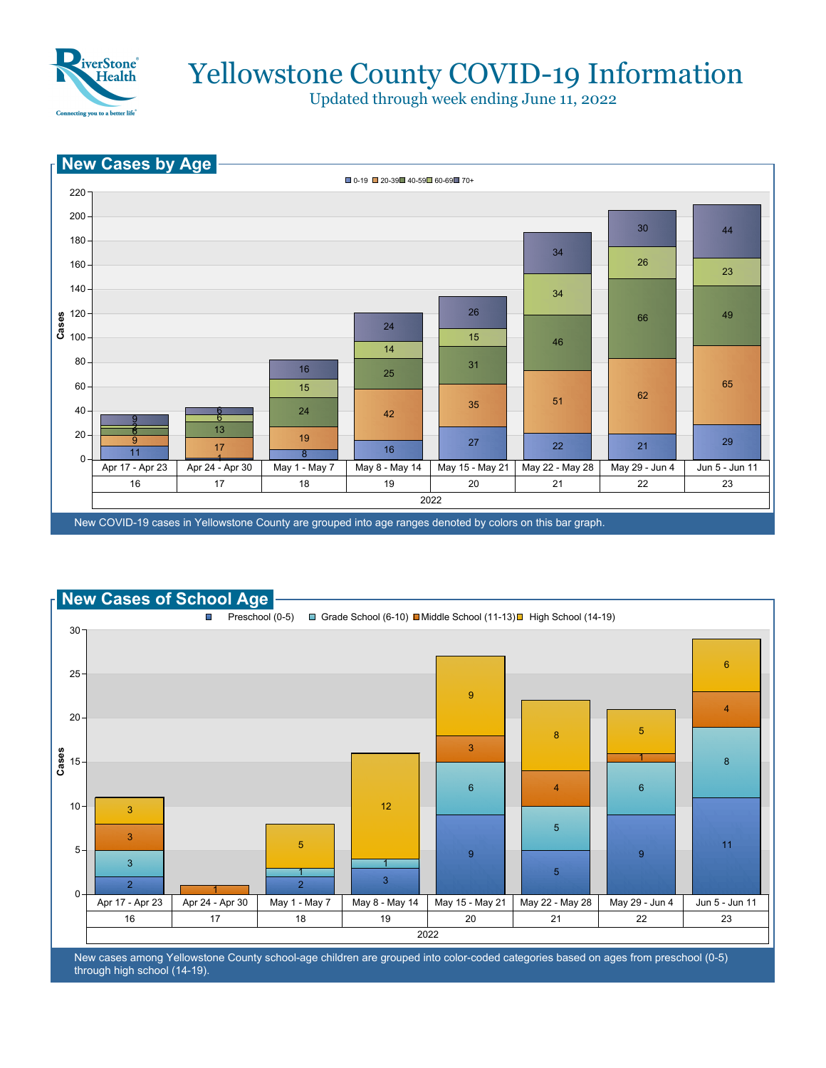# Yellowstone County COVID-19 Information

Updated through week ending June 11, 2022

## New Cases by Age

| Week | Week # | 0-19 | 20-39 | 40-59 | 60-69 | 70+ |
|---|---|---|---|---|---|---|
| Apr 17 - Apr 23 | 16 | 11 | 9 | 6 | 2 | 9 |
| Apr 24 - Apr 30 | 17 | | 17 | 13 | 6 | 6 |
| May 1 - May 7 | 18 | 8 | 19 | 24 | 15 | 16 |
| May 8 - May 14 | 19 | 16 | 42 | 25 | 14 | 24 |
| May 15 - May 21 | 20 | 27 | 35 | 31 | 15 | 26 |
| May 22 - May 28 | 21 | 22 | 51 | 46 | 34 | 34 |
| May 29 - Jun 4 | 22 | 21 | 62 | 66 | 26 | 30 |
| Jun 5 - Jun 11 | 23 | 29 | 65 | 49 | 23 | 44 |

2022

New COVID-19 cases in Yellowstone County are grouped into age ranges denoted by colors on this bar graph.

## New Cases of School Age

| Week | Week # | Preschool (0-5) | Grade School (6-10) | Middle School (11-13) | High School (14-19) |
|---|---|---|---|---|---|
| Apr 17 - Apr 23 | 16 | 2 | 3 | 3 | 3 |
| Apr 24 - Apr 30 | 17 | | | 1 | |
| May 1 - May 7 | 18 | 2 | 1 | | 5 |
| May 8 - May 14 | 19 | 3 | 1 | | 12 |
| May 15 - May 21 | 20 | 9 | 6 | 3 | 9 |
| May 22 - May 28 | 21 | 5 | 5 | 4 | 8 |
| May 29 - Jun 4 | 22 | 9 | 6 | 1 | 5 |
| Jun 5 - Jun 11 | 23 | 11 | 8 | 4 | 6 |

2022

New cases among Yellowstone County school-age children are grouped into color-coded categories based on ages from preschool (0-5) through high school (14-19).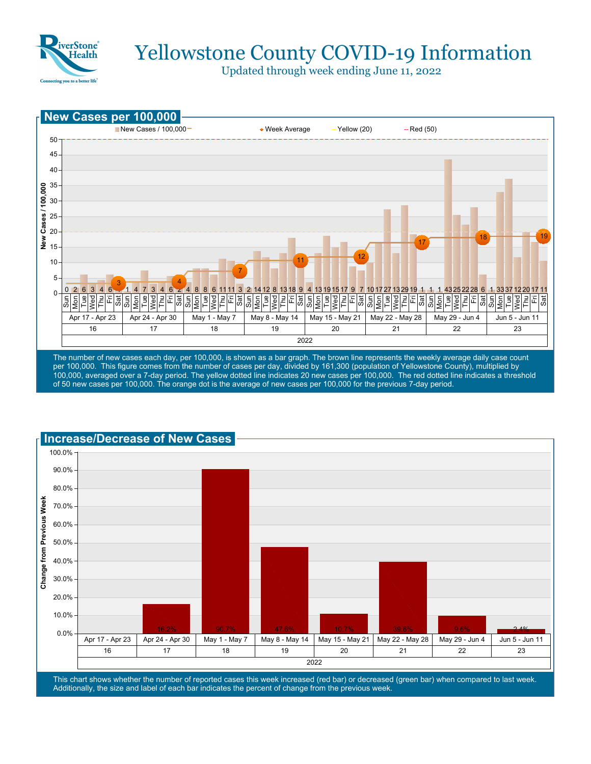# Yellowstone County COVID-19 Information

Updated through week ending June 11, 2022

## New Cases per 100,000

New Cases / 100,000 | Week Average | Yellow (20) | Red (50)

| Week | Dates | Sun | Mon | Tue | Wed | Thu | Fri | Sat | Week Average |
|---|---|---|---|---|---|---|---|---|---|
| 16 | Apr 17 - Apr 23 | 0 | 2 | 6 | 3 | 4 | 6 | 1 | 3 |
| 17 | Apr 24 - Apr 30 | 1 | 4 | 7 | 3 | 4 | 6 | 2 | 4 |
| 18 | May 1 - May 7 | 4 | 8 | 8 | 6 | 11 | 11 | 3 | 7 |
| 19 | May 8 - May 14 | 2 | 14 | 12 | 8 | 13 | 18 | 9 | 11 |
| 20 | May 15 - May 21 | 4 | 13 | 19 | 15 | 17 | 9 | 7 | 12 |
| 21 | May 22 - May 28 | 10 | 17 | 27 | 13 | 29 | 19 | 1 | 17 |
| 22 | May 29 - Jun 4 | 1 | 1 | 43 | 25 | 22 | 28 | 6 | 18 |
| 23 | Jun 5 - Jun 11 | 1 | 33 | 37 | 12 | 20 | 17 | 11 | 19 |

2022

The number of new cases each day, per 100,000, is shown as a bar graph. The brown line represents the weekly average daily case count per 100,000. This figure comes from the number of cases per day, divided by 161,300 (population of Yellowstone County), multiplied by 100,000, averaged over a 7-day period. The yellow dotted line indicates 20 new cases per 100,000. The red dotted line indicates a threshold of 50 new cases per 100,000. The orange dot is the average of new cases per 100,000 for the previous 7-day period.

## Increase/Decrease of New Cases

| Week | Dates | Change from Previous Week |
|---|---|---|
| 16 | Apr 17 - Apr 23 | |
| 17 | Apr 24 - Apr 30 | 16.2% |
| 18 | May 1 - May 7 | 90.7% |
| 19 | May 8 - May 14 | 47.6% |
| 20 | May 15 - May 21 | 10.7% |
| 21 | May 22 - May 28 | 39.6% |
| 22 | May 29 - Jun 4 | 9.6% |
| 23 | Jun 5 - Jun 11 | 2.4% |

2022

This chart shows whether the number of reported cases this week increased (red bar) or decreased (green bar) when compared to last week. Additionally, the size and label of each bar indicates the percent of change from the previous week.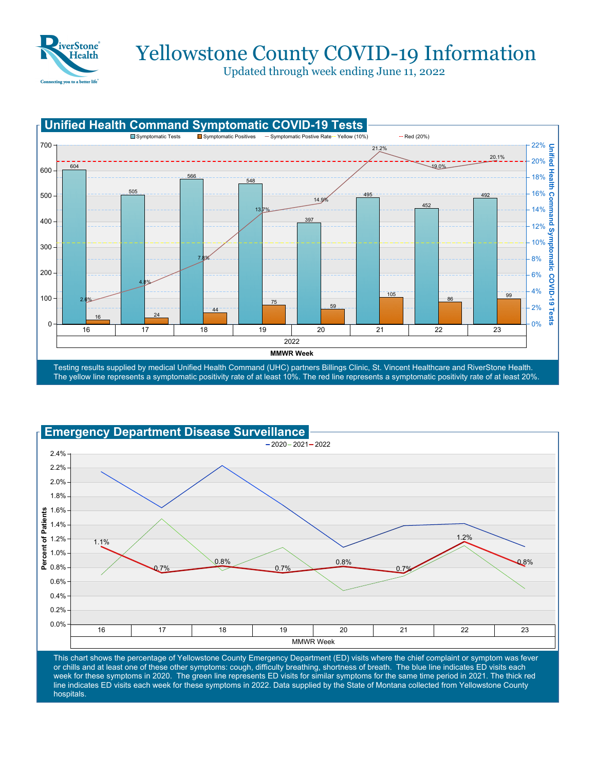# Yellowstone County COVID-19 Information

Updated through week ending June 11, 2022

## Unified Health Command Symptomatic COVID-19 Tests

| MMWR Week (2022) | 16 | 17 | 18 | 19 | 20 | 21 | 22 | 23 |
|---|---|---|---|---|---|---|---|---|
| Symptomatic Tests | 604 | 505 | 566 | 548 | 397 | 495 | 452 | 492 |
| Symptomatic Positives | 16 | 24 | 44 | 75 | 59 | 105 | 86 | 99 |
| Symptomatic Postive Rate | 2.6% | 4.8% | 7.8% | 13.7% | 14.9% | 21.2% | 19.0% | 20.1% |

Testing results supplied by medical Unified Health Command (UHC) partners Billings Clinic, St. Vincent Healthcare and RiverStone Health. The yellow line represents a symptomatic positivity rate of at least 10%. The red line represents a symptomatic positivity rate of at least 20%.

## Emergency Department Disease Surveillance

| MMWR Week | 16 | 17 | 18 | 19 | 20 | 21 | 22 | 23 |
|---|---|---|---|---|---|---|---|---|
| 2022 | 1.1% | 0.7% | 0.8% | 0.7% | 0.8% | 0.7% | 1.2% | 0.8% |

This chart shows the percentage of Yellowstone County Emergency Department (ED) visits where the chief complaint or symptom was fever or chills and at least one of these other symptoms: cough, difficulty breathing, shortness of breath. The blue line indicates ED visits each week for these symptoms in 2020. The green line represents ED visits for similar symptoms for the same time period in 2021. The thick red line indicates ED visits each week for these symptoms in 2022. Data supplied by the State of Montana collected from Yellowstone County hospitals.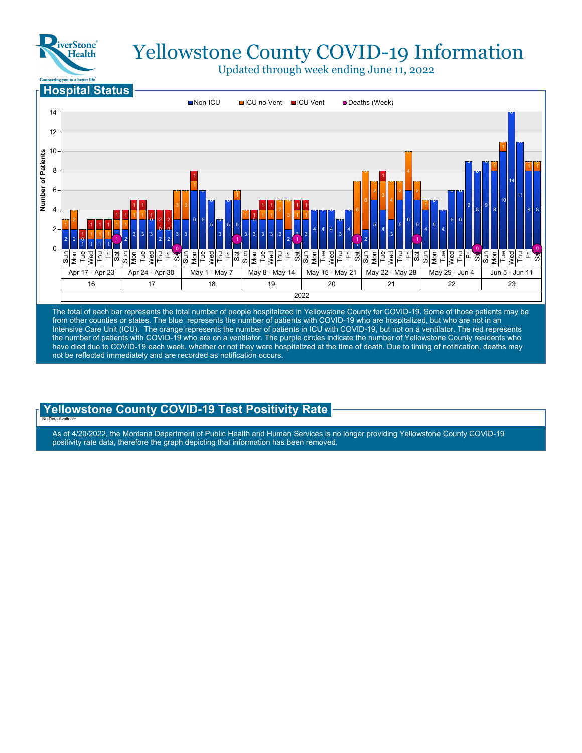# Yellowstone County COVID-19 Information

Updated through week ending June 11, 2022

RiverStone Health

Connecting you to a better life

## Hospital Status

Non-ICU
ICU no Vent
ICU Vent
Deaths (Week)

Number of Patients

0
2
4
6
8
10
12
14

Apr 17 - Apr 23
Apr 24 - Apr 30
May 1 - May 7
May 8 - May 14
May 15 - May 21
May 22 - May 28
May 29 - Jun 4
Jun 5 - Jun 11

16
17
18
19
20
21
22
23

2022

The total of each bar represents the total number of people hospitalized in Yellowstone County for COVID-19. Some of those patients may be from other counties or states. The blue represents the number of patients with COVID-19 who are hospitalized, but who are not in an Intensive Care Unit (ICU). The orange represents the number of patients in ICU with COVID-19, but not on a ventilator. The red represents the number of patients with COVID-19 who are on a ventilator. The purple circles indicate the number of Yellowstone County residents who have died due to COVID-19 each week, whether or not they were hospitalized at the time of death. Due to timing of notification, deaths may not be reflected immediately and are recorded as notification occurs.

## Yellowstone County COVID-19 Test Positivity Rate

No Data Available

As of 4/20/2022, the Montana Department of Public Health and Human Services is no longer providing Yellowstone County COVID-19 positivity rate data, therefore the graph depicting that information has been removed.